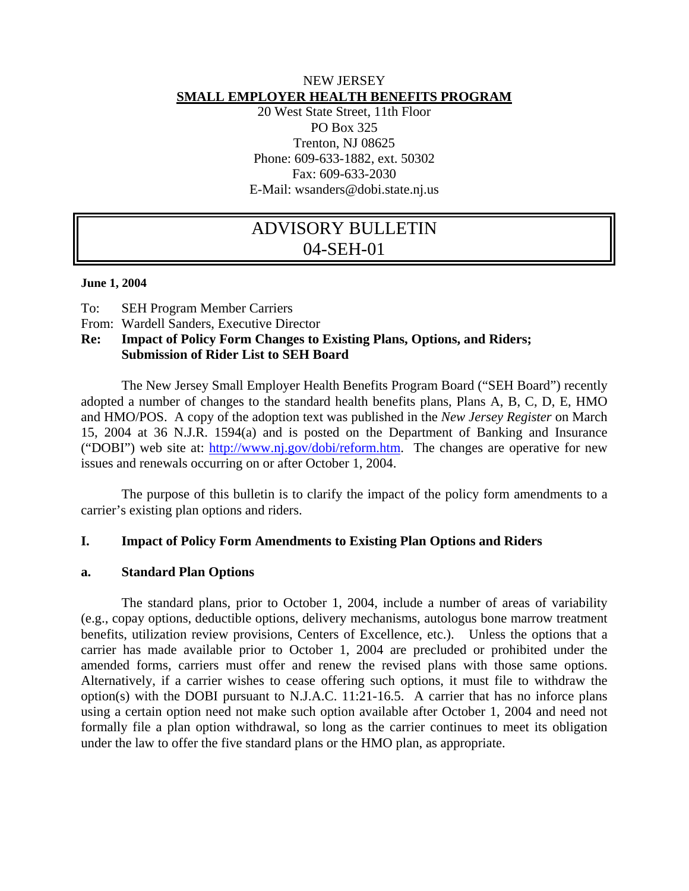NEW JERSEY

**SMALL EMPLOYER HEALTH BENEFITS PROGRAM**

20 West State Street, 11th Floor
PO Box 325
Trenton, NJ 08625
Phone: 609-633-1882, ext. 50302
Fax: 609-633-2030
E-Mail: wsanders@dobi.state.nj.us

# ADVISORY BULLETIN
# 04-SEH-01

**June 1, 2004**

To: SEH Program Member Carriers
From: Wardell Sanders, Executive Director
**Re: Impact of Policy Form Changes to Existing Plans, Options, and Riders; Submission of Rider List to SEH Board**

The New Jersey Small Employer Health Benefits Program Board ("SEH Board") recently adopted a number of changes to the standard health benefits plans, Plans A, B, C, D, E, HMO and HMO/POS. A copy of the adoption text was published in the *New Jersey Register* on March 15, 2004 at 36 N.J.R. 1594(a) and is posted on the Department of Banking and Insurance ("DOBI") web site at: http://www.nj.gov/dobi/reform.htm. The changes are operative for new issues and renewals occurring on or after October 1, 2004.

The purpose of this bulletin is to clarify the impact of the policy form amendments to a carrier's existing plan options and riders.

## I. Impact of Policy Form Amendments to Existing Plan Options and Riders

### a. Standard Plan Options

The standard plans, prior to October 1, 2004, include a number of areas of variability (e.g., copay options, deductible options, delivery mechanisms, autologus bone marrow treatment benefits, utilization review provisions, Centers of Excellence, etc.). Unless the options that a carrier has made available prior to October 1, 2004 are precluded or prohibited under the amended forms, carriers must offer and renew the revised plans with those same options. Alternatively, if a carrier wishes to cease offering such options, it must file to withdraw the option(s) with the DOBI pursuant to N.J.A.C. 11:21-16.5. A carrier that has no inforce plans using a certain option need not make such option available after October 1, 2004 and need not formally file a plan option withdrawal, so long as the carrier continues to meet its obligation under the law to offer the five standard plans or the HMO plan, as appropriate.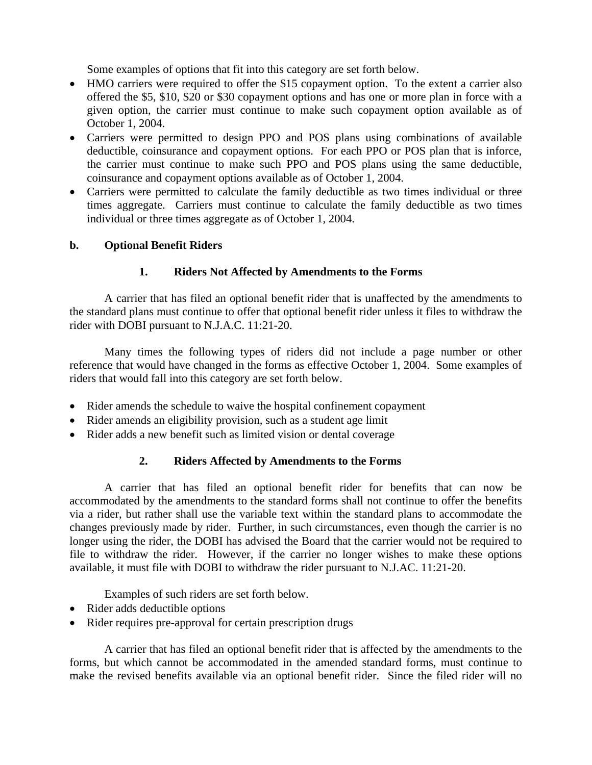Some examples of options that fit into this category are set forth below.

- HMO carriers were required to offer the $15 copayment option. To the extent a carrier also offered the $5, $10, $20 or $30 copayment options and has one or more plan in force with a given option, the carrier must continue to make such copayment option available as of October 1, 2004.
- Carriers were permitted to design PPO and POS plans using combinations of available deductible, coinsurance and copayment options. For each PPO or POS plan that is inforce, the carrier must continue to make such PPO and POS plans using the same deductible, coinsurance and copayment options available as of October 1, 2004.
- Carriers were permitted to calculate the family deductible as two times individual or three times aggregate. Carriers must continue to calculate the family deductible as two times individual or three times aggregate as of October 1, 2004.

**b. Optional Benefit Riders**

**1. Riders Not Affected by Amendments to the Forms**

A carrier that has filed an optional benefit rider that is unaffected by the amendments to the standard plans must continue to offer that optional benefit rider unless it files to withdraw the rider with DOBI pursuant to N.J.A.C. 11:21-20.

Many times the following types of riders did not include a page number or other reference that would have changed in the forms as effective October 1, 2004. Some examples of riders that would fall into this category are set forth below.

- Rider amends the schedule to waive the hospital confinement copayment
- Rider amends an eligibility provision, such as a student age limit
- Rider adds a new benefit such as limited vision or dental coverage

**2. Riders Affected by Amendments to the Forms**

A carrier that has filed an optional benefit rider for benefits that can now be accommodated by the amendments to the standard forms shall not continue to offer the benefits via a rider, but rather shall use the variable text within the standard plans to accommodate the changes previously made by rider. Further, in such circumstances, even though the carrier is no longer using the rider, the DOBI has advised the Board that the carrier would not be required to file to withdraw the rider. However, if the carrier no longer wishes to make these options available, it must file with DOBI to withdraw the rider pursuant to N.J.AC. 11:21-20.

Examples of such riders are set forth below.

- Rider adds deductible options
- Rider requires pre-approval for certain prescription drugs

A carrier that has filed an optional benefit rider that is affected by the amendments to the forms, but which cannot be accommodated in the amended standard forms, must continue to make the revised benefits available via an optional benefit rider. Since the filed rider will no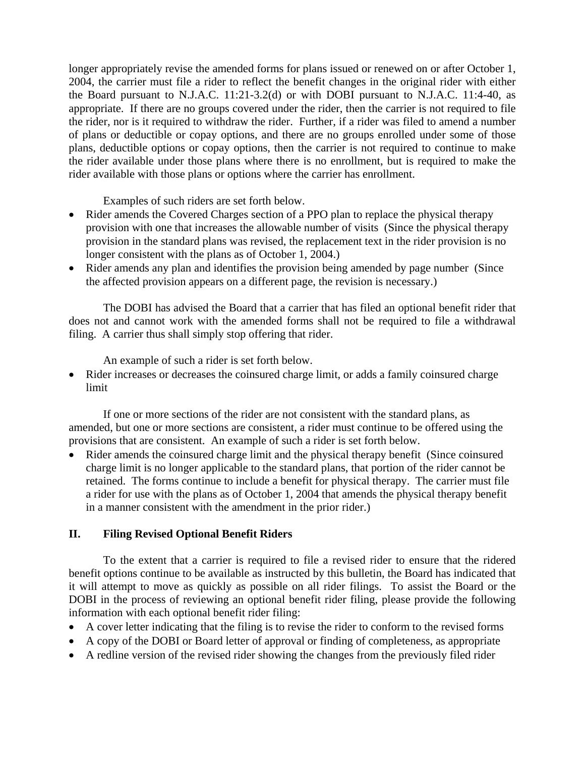longer appropriately revise the amended forms for plans issued or renewed on or after October 1, 2004, the carrier must file a rider to reflect the benefit changes in the original rider with either the Board pursuant to N.J.A.C. 11:21-3.2(d) or with DOBI pursuant to N.J.A.C. 11:4-40, as appropriate. If there are no groups covered under the rider, then the carrier is not required to file the rider, nor is it required to withdraw the rider. Further, if a rider was filed to amend a number of plans or deductible or copay options, and there are no groups enrolled under some of those plans, deductible options or copay options, then the carrier is not required to continue to make the rider available under those plans where there is no enrollment, but is required to make the rider available with those plans or options where the carrier has enrollment.

Examples of such riders are set forth below.

- Rider amends the Covered Charges section of a PPO plan to replace the physical therapy provision with one that increases the allowable number of visits (Since the physical therapy provision in the standard plans was revised, the replacement text in the rider provision is no longer consistent with the plans as of October 1, 2004.)
- Rider amends any plan and identifies the provision being amended by page number (Since the affected provision appears on a different page, the revision is necessary.)

The DOBI has advised the Board that a carrier that has filed an optional benefit rider that does not and cannot work with the amended forms shall not be required to file a withdrawal filing. A carrier thus shall simply stop offering that rider.

An example of such a rider is set forth below.

- Rider increases or decreases the coinsured charge limit, or adds a family coinsured charge limit

If one or more sections of the rider are not consistent with the standard plans, as amended, but one or more sections are consistent, a rider must continue to be offered using the provisions that are consistent. An example of such a rider is set forth below.

- Rider amends the coinsured charge limit and the physical therapy benefit (Since coinsured charge limit is no longer applicable to the standard plans, that portion of the rider cannot be retained. The forms continue to include a benefit for physical therapy. The carrier must file a rider for use with the plans as of October 1, 2004 that amends the physical therapy benefit in a manner consistent with the amendment in the prior rider.)

## II. Filing Revised Optional Benefit Riders

To the extent that a carrier is required to file a revised rider to ensure that the ridered benefit options continue to be available as instructed by this bulletin, the Board has indicated that it will attempt to move as quickly as possible on all rider filings. To assist the Board or the DOBI in the process of reviewing an optional benefit rider filing, please provide the following information with each optional benefit rider filing:

- A cover letter indicating that the filing is to revise the rider to conform to the revised forms
- A copy of the DOBI or Board letter of approval or finding of completeness, as appropriate
- A redline version of the revised rider showing the changes from the previously filed rider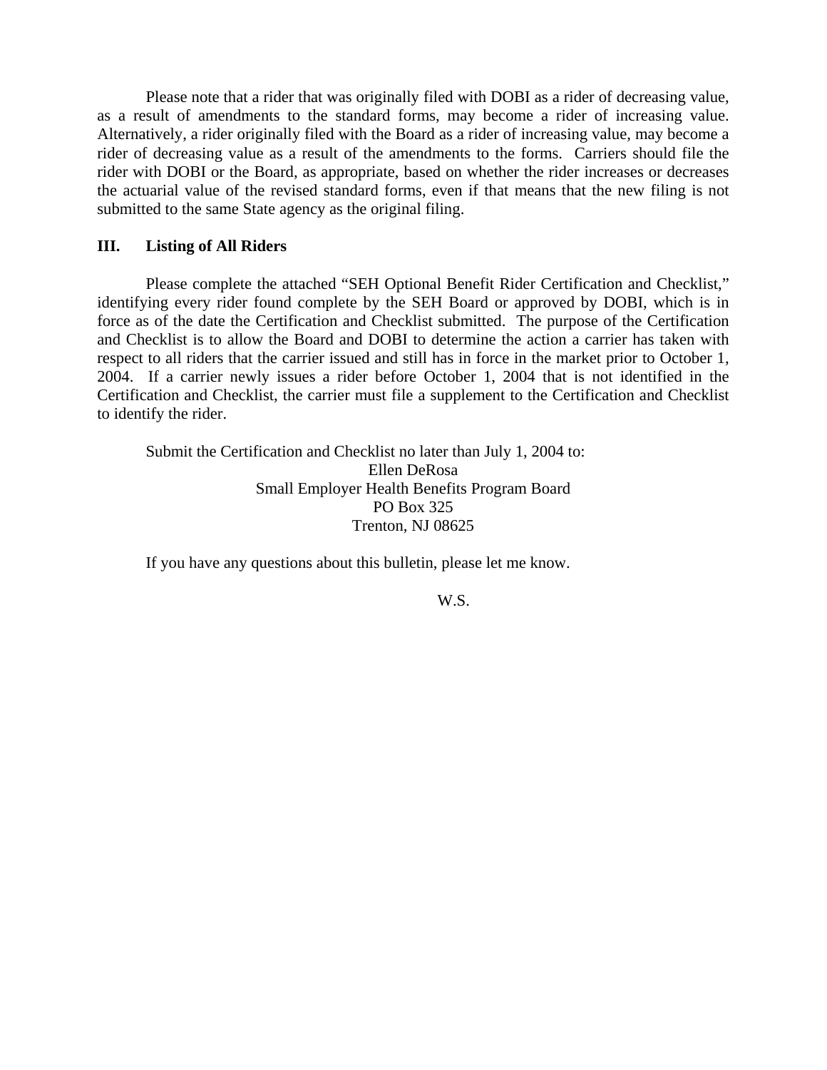Please note that a rider that was originally filed with DOBI as a rider of decreasing value, as a result of amendments to the standard forms, may become a rider of increasing value. Alternatively, a rider originally filed with the Board as a rider of increasing value, may become a rider of decreasing value as a result of the amendments to the forms. Carriers should file the rider with DOBI or the Board, as appropriate, based on whether the rider increases or decreases the actuarial value of the revised standard forms, even if that means that the new filing is not submitted to the same State agency as the original filing.

## III. Listing of All Riders

Please complete the attached "SEH Optional Benefit Rider Certification and Checklist," identifying every rider found complete by the SEH Board or approved by DOBI, which is in force as of the date the Certification and Checklist submitted. The purpose of the Certification and Checklist is to allow the Board and DOBI to determine the action a carrier has taken with respect to all riders that the carrier issued and still has in force in the market prior to October 1, 2004. If a carrier newly issues a rider before October 1, 2004 that is not identified in the Certification and Checklist, the carrier must file a supplement to the Certification and Checklist to identify the rider.

Submit the Certification and Checklist no later than July 1, 2004 to:

Ellen DeRosa
Small Employer Health Benefits Program Board
PO Box 325
Trenton, NJ 08625

If you have any questions about this bulletin, please let me know.

W.S.